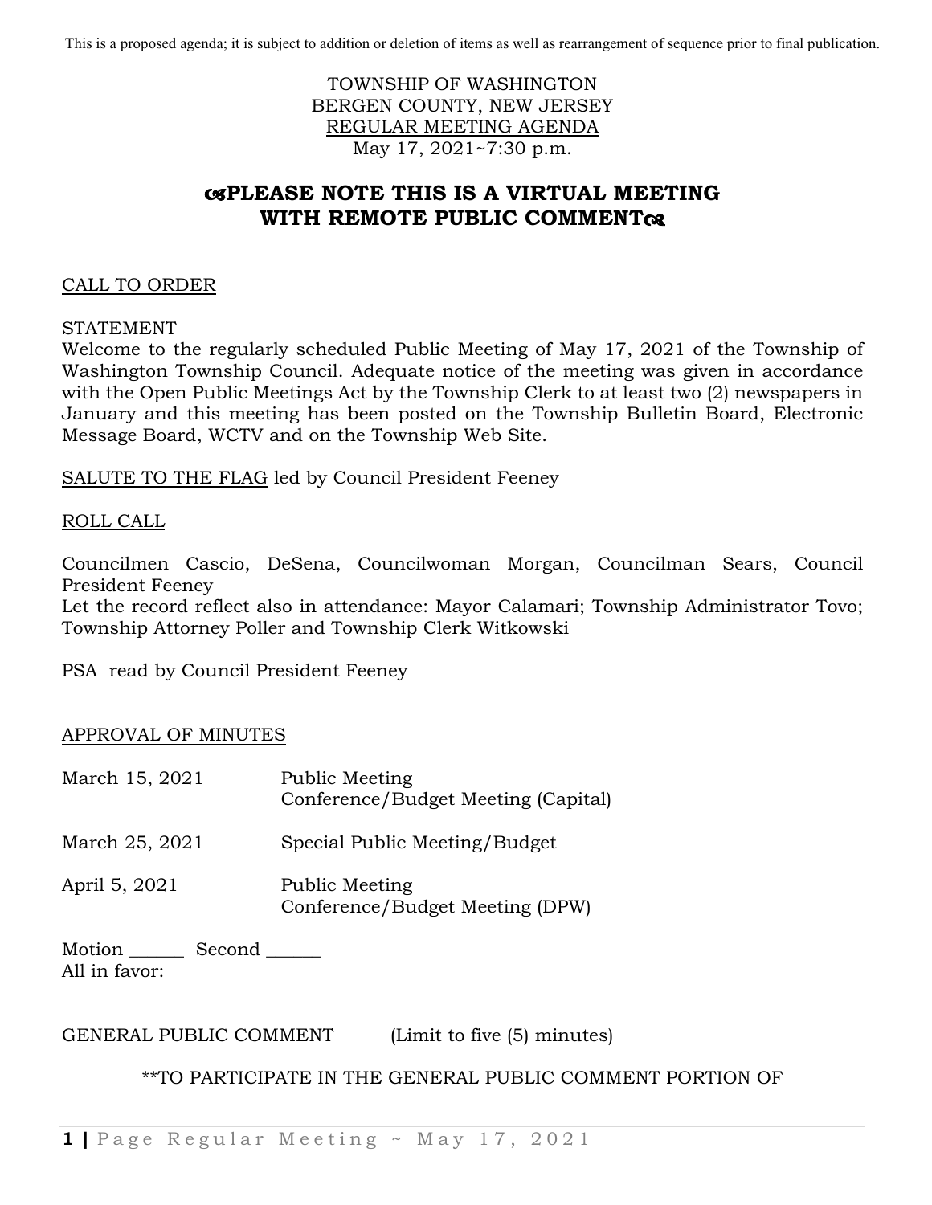This is a proposed agenda; it is subject to addition or deletion of items as well as rearrangement of sequence prior to final publication.

TOWNSHIP OF WASHINGTON
BERGEN COUNTY, NEW JERSEY
REGULAR MEETING AGENDA
May 17, 2021~7:30 p.m.

## ☙PLEASE NOTE THIS IS A VIRTUAL MEETING WITH REMOTE PUBLIC COMMENT❧

CALL TO ORDER

STATEMENT
Welcome to the regularly scheduled Public Meeting of May 17, 2021 of the Township of Washington Township Council. Adequate notice of the meeting was given in accordance with the Open Public Meetings Act by the Township Clerk to at least two (2) newspapers in January and this meeting has been posted on the Township Bulletin Board, Electronic Message Board, WCTV and on the Township Web Site.

SALUTE TO THE FLAG led by Council President Feeney

ROLL CALL

Councilmen Cascio, DeSena, Councilwoman Morgan, Councilman Sears, Council President Feeney
Let the record reflect also in attendance: Mayor Calamari; Township Administrator Tovo; Township Attorney Poller and Township Clerk Witkowski

PSA read by Council President Feeney

APPROVAL OF MINUTES

| | |
|---|---|
| March 15, 2021 | Public Meeting<br>Conference/Budget Meeting (Capital) |
| March 25, 2021 | Special Public Meeting/Budget |
| April 5, 2021 | Public Meeting<br>Conference/Budget Meeting (DPW) |

Motion ______ Second ______
All in favor:

GENERAL PUBLIC COMMENT (Limit to five (5) minutes)

**TO PARTICIPATE IN THE GENERAL PUBLIC COMMENT PORTION OF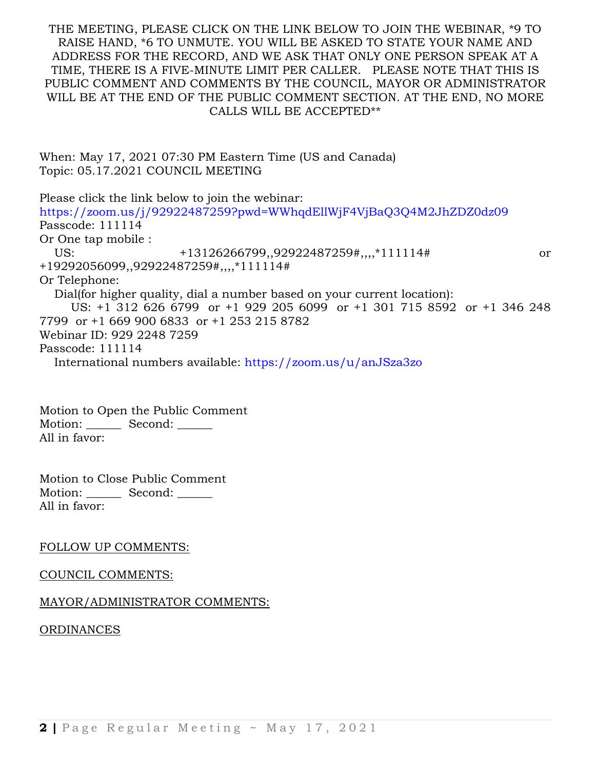THE MEETING, PLEASE CLICK ON THE LINK BELOW TO JOIN THE WEBINAR, *9 TO RAISE HAND, *6 TO UNMUTE. YOU WILL BE ASKED TO STATE YOUR NAME AND ADDRESS FOR THE RECORD, AND WE ASK THAT ONLY ONE PERSON SPEAK AT A TIME, THERE IS A FIVE-MINUTE LIMIT PER CALLER. PLEASE NOTE THAT THIS IS PUBLIC COMMENT AND COMMENTS BY THE COUNCIL, MAYOR OR ADMINISTRATOR WILL BE AT THE END OF THE PUBLIC COMMENT SECTION. AT THE END, NO MORE CALLS WILL BE ACCEPTED**

When: May 17, 2021 07:30 PM Eastern Time (US and Canada)
Topic: 05.17.2021 COUNCIL MEETING

Please click the link below to join the webinar:
https://zoom.us/j/92922487259?pwd=WWhqdEllWjF4VjBaQ3Q4M2JhZDZ0dz09
Passcode: 111114
Or One tap mobile :
US: +13126266799,,92922487259#,,,,*111114# or +19292056099,,92922487259#,,,,*111114#
Or Telephone:
Dial(for higher quality, dial a number based on your current location):
US: +1 312 626 6799 or +1 929 205 6099 or +1 301 715 8592 or +1 346 248 7799 or +1 669 900 6833 or +1 253 215 8782
Webinar ID: 929 2248 7259
Passcode: 111114
International numbers available: https://zoom.us/u/anJSza3zo

Motion to Open the Public Comment
Motion: ______ Second: ______
All in favor:

Motion to Close Public Comment
Motion: ______ Second: ______
All in favor:

<u>FOLLOW UP COMMENTS:</u>

<u>COUNCIL COMMENTS:</u>

<u>MAYOR/ADMINISTRATOR COMMENTS:</u>

<u>ORDINANCES</u>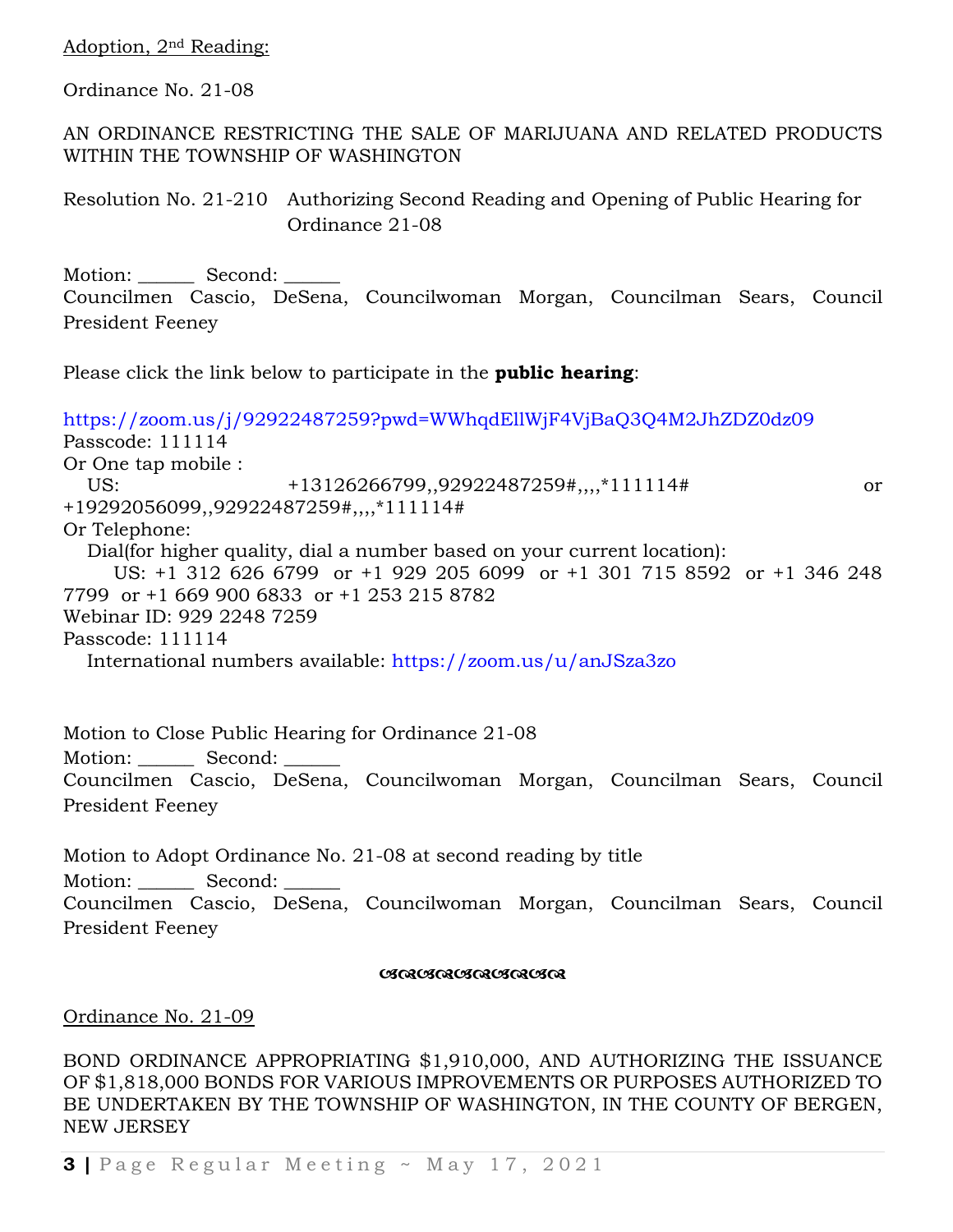Adoption, 2nd Reading:

Ordinance No. 21-08

AN ORDINANCE RESTRICTING THE SALE OF MARIJUANA AND RELATED PRODUCTS WITHIN THE TOWNSHIP OF WASHINGTON

Resolution No. 21-210 Authorizing Second Reading and Opening of Public Hearing for Ordinance 21-08

Motion: ______ Second: ______
Councilmen Cascio, DeSena, Councilwoman Morgan, Councilman Sears, Council President Feeney

Please click the link below to participate in the **public hearing**:

https://zoom.us/j/92922487259?pwd=WWhqdEllWjF4VjBaQ3Q4M2JhZDZ0dz09
Passcode: 111114
Or One tap mobile :
US: +13126266799,,92922487259#,,,,*111114# or +19292056099,,92922487259#,,,,*111114#
Or Telephone:
Dial(for higher quality, dial a number based on your current location):
US: +1 312 626 6799 or +1 929 205 6099 or +1 301 715 8592 or +1 346 248 7799 or +1 669 900 6833 or +1 253 215 8782
Webinar ID: 929 2248 7259
Passcode: 111114
International numbers available: https://zoom.us/u/anJSza3zo

Motion to Close Public Hearing for Ordinance 21-08
Motion: ______ Second: ______
Councilmen Cascio, DeSena, Councilwoman Morgan, Councilman Sears, Council President Feeney

Motion to Adopt Ordinance No. 21-08 at second reading by title
Motion: ______ Second: ______
Councilmen Cascio, DeSena, Councilwoman Morgan, Councilman Sears, Council President Feeney

Ordinance No. 21-09

BOND ORDINANCE APPROPRIATING $1,910,000, AND AUTHORIZING THE ISSUANCE OF $1,818,000 BONDS FOR VARIOUS IMPROVEMENTS OR PURPOSES AUTHORIZED TO BE UNDERTAKEN BY THE TOWNSHIP OF WASHINGTON, IN THE COUNTY OF BERGEN, NEW JERSEY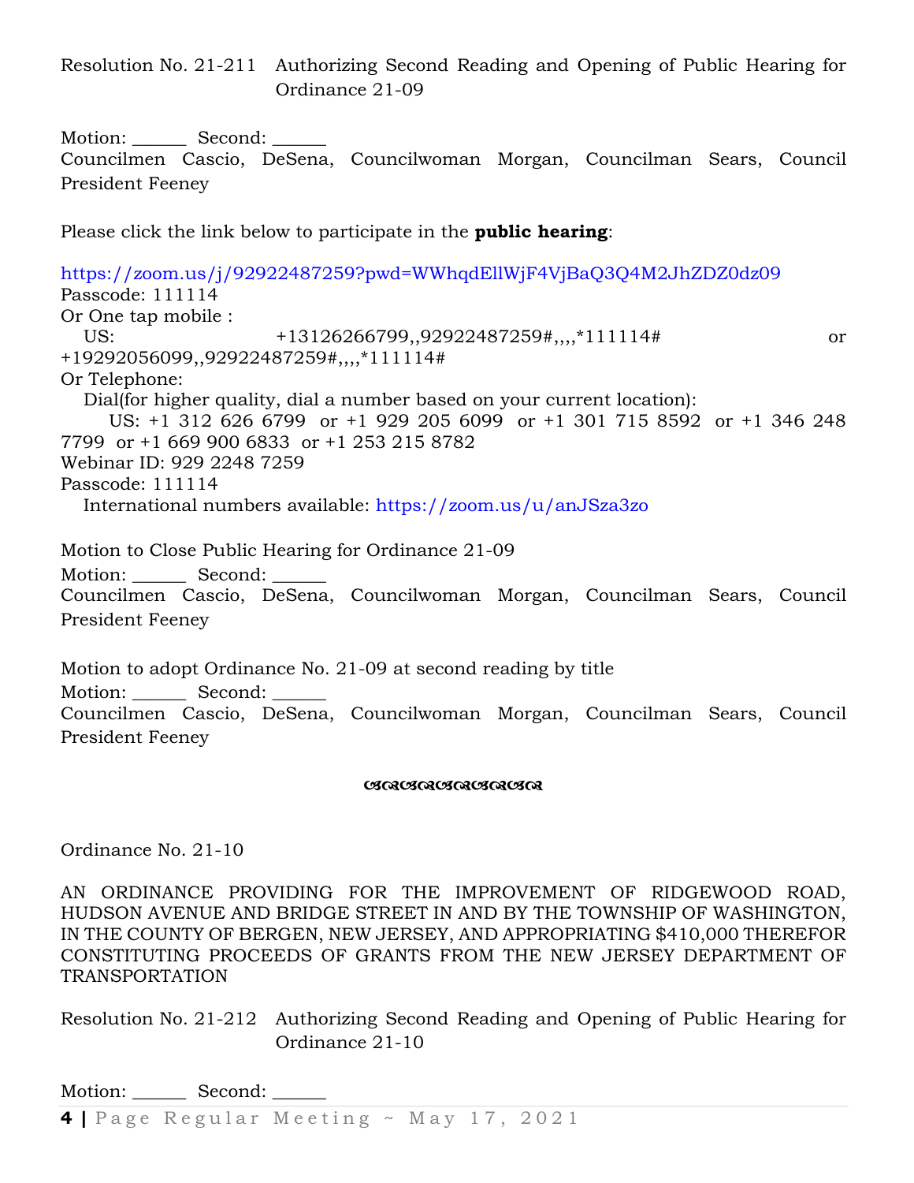Resolution No. 21-211 Authorizing Second Reading and Opening of Public Hearing for Ordinance 21-09

Motion: ______ Second: ______
Councilmen Cascio, DeSena, Councilwoman Morgan, Councilman Sears, Council President Feeney

Please click the link below to participate in the **public hearing**:

https://zoom.us/j/92922487259?pwd=WWhqdEllWjF4VjBaQ3Q4M2JhZDZ0dz09
Passcode: 111114
Or One tap mobile :
US: +13126266799,,92922487259#,,,,*111114# or +19292056099,,92922487259#,,,,*111114#
Or Telephone:
Dial(for higher quality, dial a number based on your current location):
US: +1 312 626 6799 or +1 929 205 6099 or +1 301 715 8592 or +1 346 248 7799 or +1 669 900 6833 or +1 253 215 8782
Webinar ID: 929 2248 7259
Passcode: 111114
International numbers available: https://zoom.us/u/anJSza3zo

Motion to Close Public Hearing for Ordinance 21-09
Motion: ______ Second: ______
Councilmen Cascio, DeSena, Councilwoman Morgan, Councilman Sears, Council President Feeney

Motion to adopt Ordinance No. 21-09 at second reading by title
Motion: ______ Second: ______
Councilmen Cascio, DeSena, Councilwoman Morgan, Councilman Sears, Council President Feeney

---

Ordinance No. 21-10

AN ORDINANCE PROVIDING FOR THE IMPROVEMENT OF RIDGEWOOD ROAD, HUDSON AVENUE AND BRIDGE STREET IN AND BY THE TOWNSHIP OF WASHINGTON, IN THE COUNTY OF BERGEN, NEW JERSEY, AND APPROPRIATING $410,000 THEREFOR CONSTITUTING PROCEEDS OF GRANTS FROM THE NEW JERSEY DEPARTMENT OF TRANSPORTATION

Resolution No. 21-212 Authorizing Second Reading and Opening of Public Hearing for Ordinance 21-10

Motion: ______ Second: ______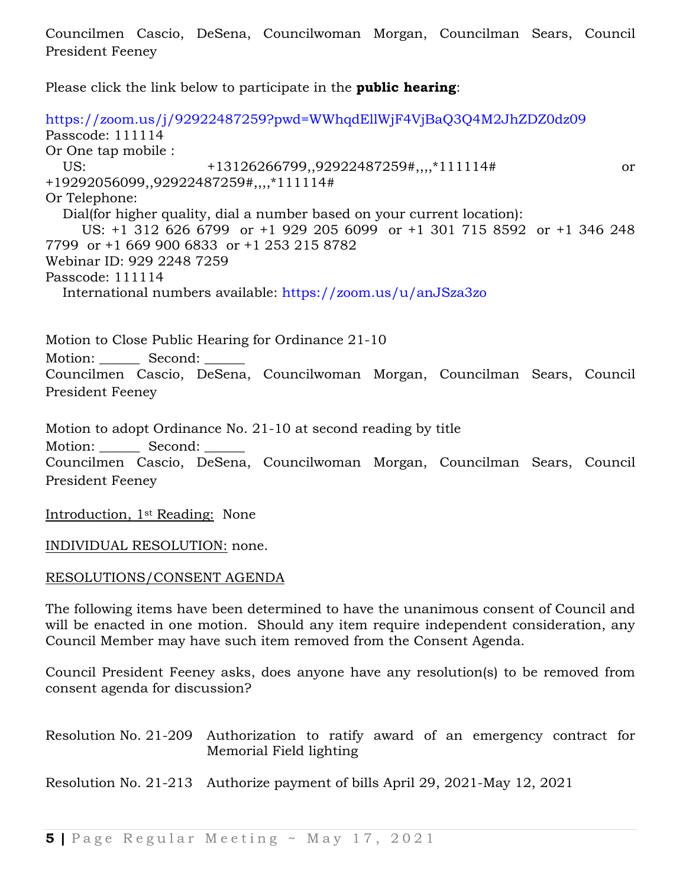Councilmen Cascio, DeSena, Councilwoman Morgan, Councilman Sears, Council President Feeney

Please click the link below to participate in the **public hearing**:

https://zoom.us/j/92922487259?pwd=WWhqdEllWjF4VjBaQ3Q4M2JhZDZ0dz09
Passcode: 111114
Or One tap mobile :
US: +13126266799,,92922487259#,,,,*111114# or +19292056099,,92922487259#,,,,*111114#
Or Telephone:
Dial(for higher quality, dial a number based on your current location):
US: +1 312 626 6799 or +1 929 205 6099 or +1 301 715 8592 or +1 346 248 7799 or +1 669 900 6833 or +1 253 215 8782
Webinar ID: 929 2248 7259
Passcode: 111114
International numbers available: https://zoom.us/u/anJSza3zo

Motion to Close Public Hearing for Ordinance 21-10
Motion: ______ Second: ______
Councilmen Cascio, DeSena, Councilwoman Morgan, Councilman Sears, Council President Feeney

Motion to adopt Ordinance No. 21-10 at second reading by title
Motion: ______ Second: ______
Councilmen Cascio, DeSena, Councilwoman Morgan, Councilman Sears, Council President Feeney

<u>Introduction, 1st Reading:</u> None

<u>INDIVIDUAL RESOLUTION:</u> none.

<u>RESOLUTIONS/CONSENT AGENDA</u>

The following items have been determined to have the unanimous consent of Council and will be enacted in one motion. Should any item require independent consideration, any Council Member may have such item removed from the Consent Agenda.

Council President Feeney asks, does anyone have any resolution(s) to be removed from consent agenda for discussion?

Resolution No. 21-209 Authorization to ratify award of an emergency contract for Memorial Field lighting

Resolution No. 21-213 Authorize payment of bills April 29, 2021-May 12, 2021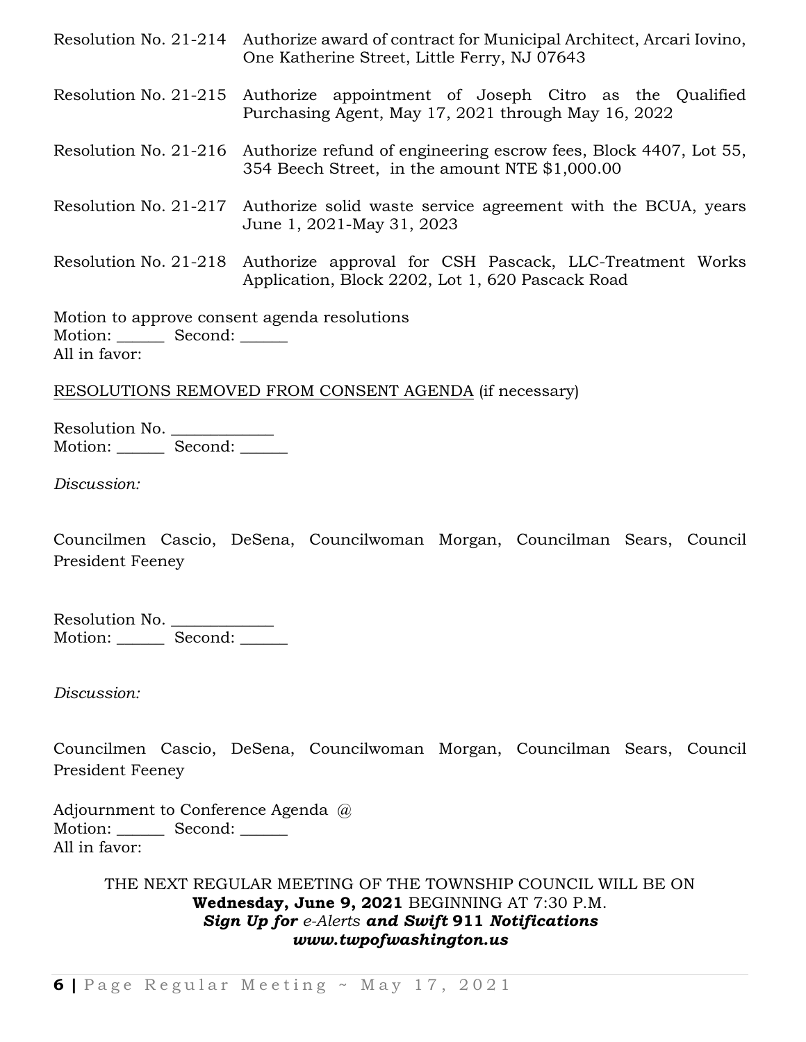Resolution No. 21-214 Authorize award of contract for Municipal Architect, Arcari Iovino, One Katherine Street, Little Ferry, NJ 07643

Resolution No. 21-215 Authorize appointment of Joseph Citro as the Qualified Purchasing Agent, May 17, 2021 through May 16, 2022

Resolution No. 21-216 Authorize refund of engineering escrow fees, Block 4407, Lot 55, 354 Beech Street, in the amount NTE $1,000.00

Resolution No. 21-217 Authorize solid waste service agreement with the BCUA, years June 1, 2021-May 31, 2023

Resolution No. 21-218 Authorize approval for CSH Pascack, LLC-Treatment Works Application, Block 2202, Lot 1, 620 Pascack Road

Motion to approve consent agenda resolutions
Motion: ______ Second: ______
All in favor:

RESOLUTIONS REMOVED FROM CONSENT AGENDA (if necessary)

Resolution No. ____________
Motion: ______ Second: ______

*Discussion:*

Councilmen Cascio, DeSena, Councilwoman Morgan, Councilman Sears, Council President Feeney

Resolution No. ____________
Motion: ______ Second: ______

*Discussion:*

Councilmen Cascio, DeSena, Councilwoman Morgan, Councilman Sears, Council President Feeney

Adjournment to Conference Agenda @
Motion: ______ Second: ______
All in favor:

THE NEXT REGULAR MEETING OF THE TOWNSHIP COUNCIL WILL BE ON **Wednesday, June 9, 2021** BEGINNING AT 7:30 P.M.
***Sign Up for** e-Alerts **and Swift** 911 **Notifications***
***www.twpofwashington.us***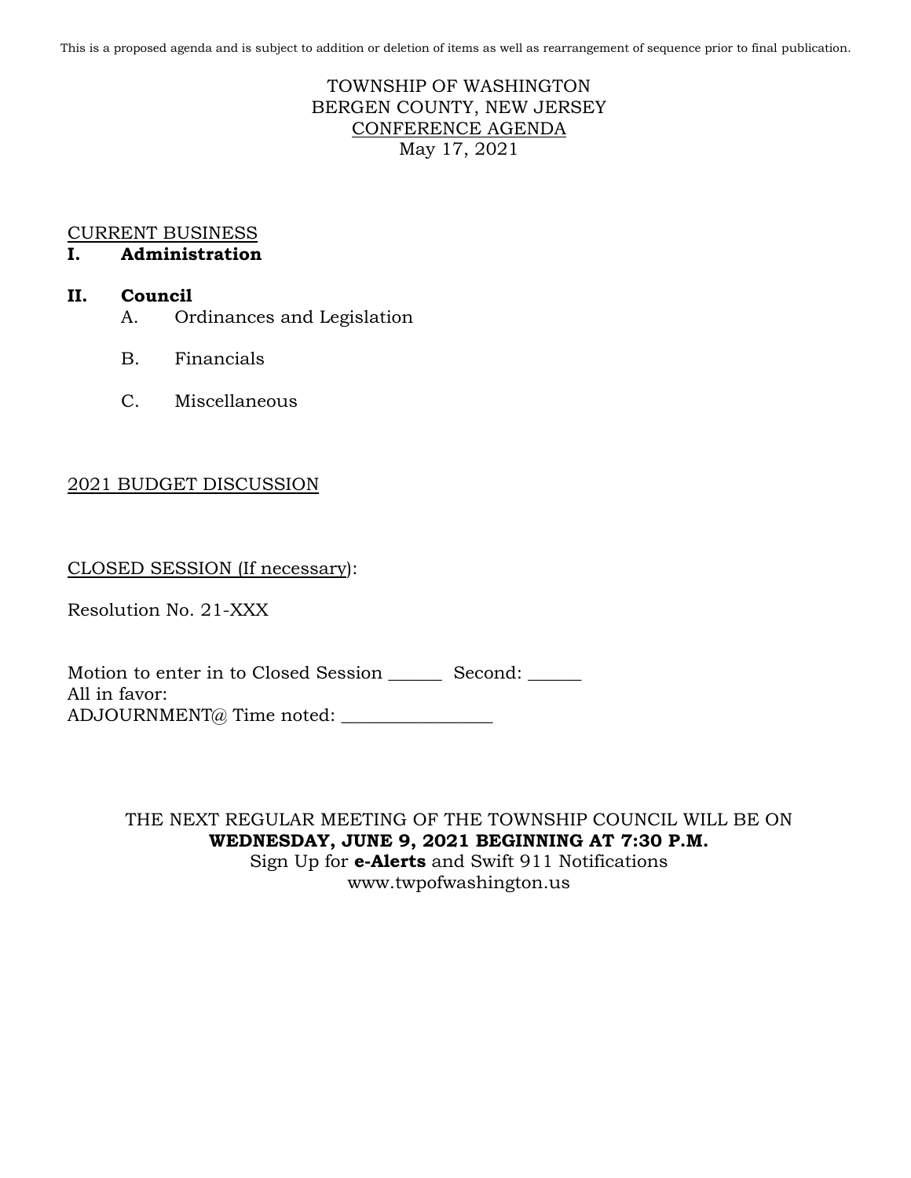This is a proposed agenda and is subject to addition or deletion of items as well as rearrangement of sequence prior to final publication.

# TOWNSHIP OF WASHINGTON
## BERGEN COUNTY, NEW JERSEY
## CONFERENCE AGENDA
May 17, 2021

CURRENT BUSINESS

**I. Administration**

**II. Council**

A. Ordinances and Legislation

B. Financials

C. Miscellaneous

2021 BUDGET DISCUSSION

CLOSED SESSION (If necessary):

Resolution No. 21-XXX

Motion to enter in to Closed Session ______ Second: ______
All in favor:
ADJOURNMENT@ Time noted: ________________

THE NEXT REGULAR MEETING OF THE TOWNSHIP COUNCIL WILL BE ON
**WEDNESDAY, JUNE 9, 2021 BEGINNING AT 7:30 P.M.**
Sign Up for **e-Alerts** and Swift 911 Notifications
www.twpofwashington.us